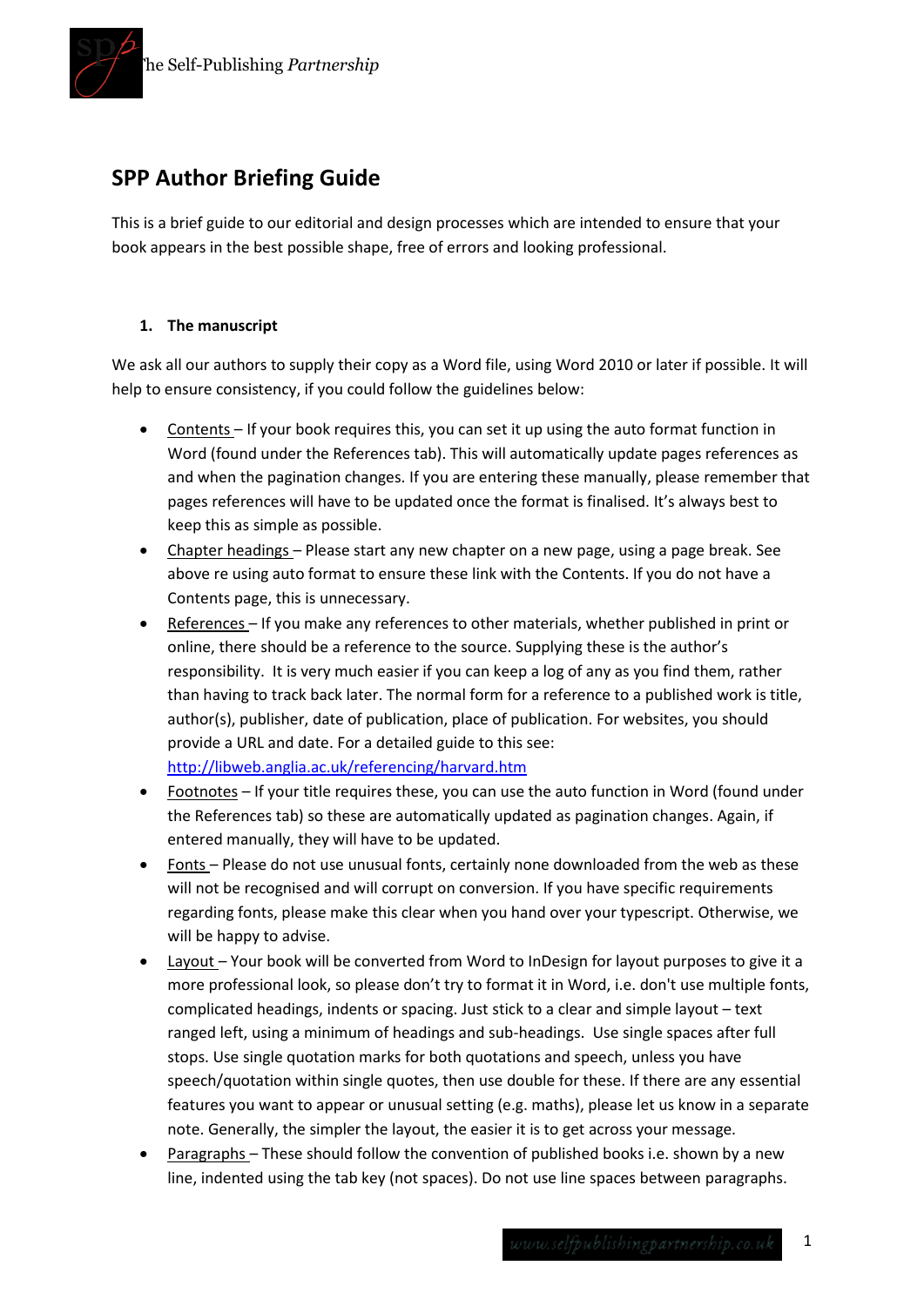# SPP Author Briefing Guide

This is a brief guide to our editorial and design processes which are intended to ensure that your book appears in the best possible shape, free of errors and looking professional.

## 1. The manuscript

We ask all our authors to supply their copy as a Word file, using Word 2010 or later if possible. It will help to ensure consistency, if you could follow the guidelines below:

- Contents – If your book requires this, you can set it up using the auto format function in Word (found under the References tab). This will automatically update pages references as and when the pagination changes. If you are entering these manually, please remember that pages references will have to be updated once the format is finalised. It's always best to keep this as simple as possible.
- Chapter headings – Please start any new chapter on a new page, using a page break. See above re using auto format to ensure these link with the Contents. If you do not have a Contents page, this is unnecessary.
- References – If you make any references to other materials, whether published in print or online, there should be a reference to the source. Supplying these is the author's responsibility. It is very much easier if you can keep a log of any as you find them, rather than having to track back later. The normal form for a reference to a published work is title, author(s), publisher, date of publication, place of publication. For websites, you should provide a URL and date. For a detailed guide to this see: [http://libweb.anglia.ac.uk/referencing/harvard.htm](http://libweb.anglia.ac.uk/referencing/harvard.htm)
- Footnotes – If your title requires these, you can use the auto function in Word (found under the References tab) so these are automatically updated as pagination changes. Again, if entered manually, they will have to be updated.
- Fonts – Please do not use unusual fonts, certainly none downloaded from the web as these will not be recognised and will corrupt on conversion. If you have specific requirements regarding fonts, please make this clear when you hand over your typescript. Otherwise, we will be happy to advise.
- Layout – Your book will be converted from Word to InDesign for layout purposes to give it a more professional look, so please don't try to format it in Word, i.e. don't use multiple fonts, complicated headings, indents or spacing. Just stick to a clear and simple layout – text ranged left, using a minimum of headings and sub-headings. Use single spaces after full stops. Use single quotation marks for both quotations and speech, unless you have speech/quotation within single quotes, then use double for these. If there are any essential features you want to appear or unusual setting (e.g. maths), please let us know in a separate note. Generally, the simpler the layout, the easier it is to get across your message.
- Paragraphs – These should follow the convention of published books i.e. shown by a new line, indented using the tab key (not spaces). Do not use line spaces between paragraphs.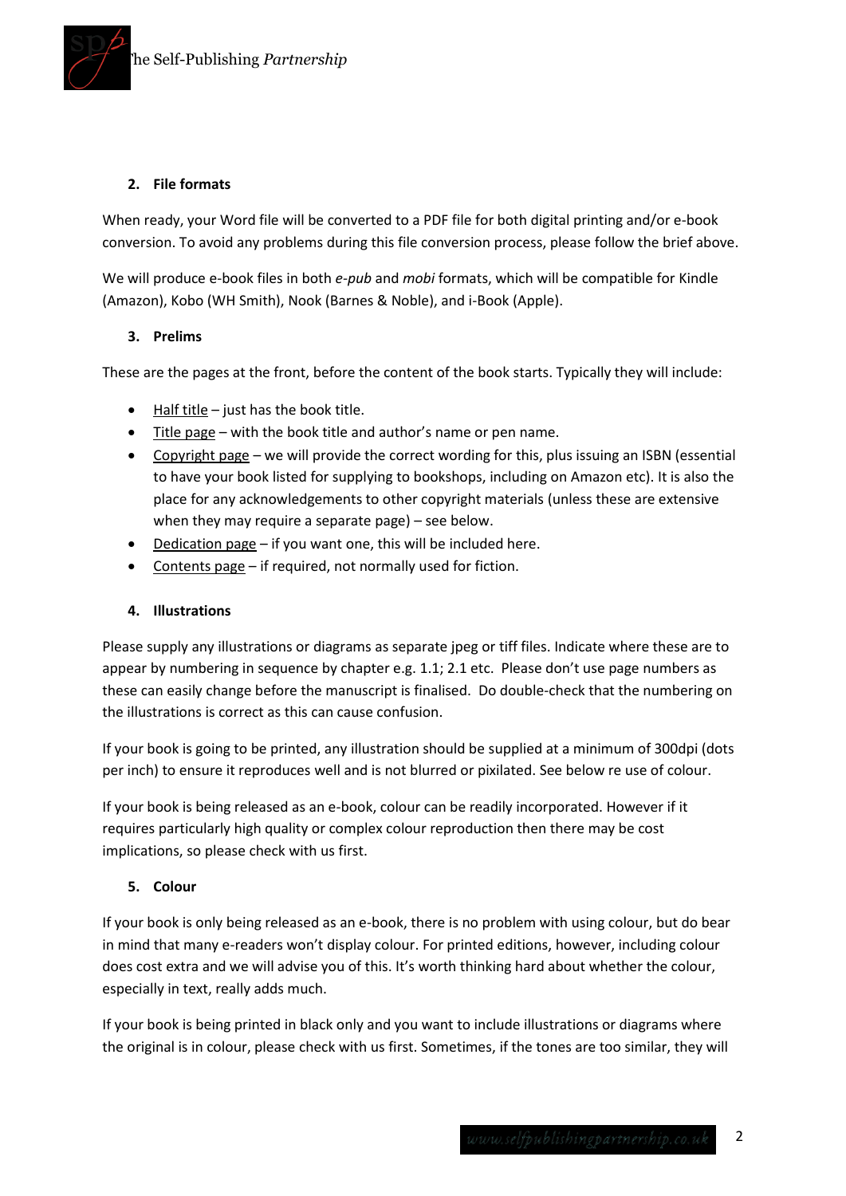## 2. File formats

When ready, your Word file will be converted to a PDF file for both digital printing and/or e-book conversion. To avoid any problems during this file conversion process, please follow the brief above.

We will produce e-book files in both *e-pub* and *mobi* formats, which will be compatible for Kindle (Amazon), Kobo (WH Smith), Nook (Barnes & Noble), and i-Book (Apple).

## 3. Prelims

These are the pages at the front, before the content of the book starts. Typically they will include:

- Half title – just has the book title.
- Title page – with the book title and author's name or pen name.
- Copyright page – we will provide the correct wording for this, plus issuing an ISBN (essential to have your book listed for supplying to bookshops, including on Amazon etc). It is also the place for any acknowledgements to other copyright materials (unless these are extensive when they may require a separate page) – see below.
- Dedication page – if you want one, this will be included here.
- Contents page – if required, not normally used for fiction.

## 4. Illustrations

Please supply any illustrations or diagrams as separate jpeg or tiff files. Indicate where these are to appear by numbering in sequence by chapter e.g. 1.1; 2.1 etc. Please don't use page numbers as these can easily change before the manuscript is finalised. Do double-check that the numbering on the illustrations is correct as this can cause confusion.

If your book is going to be printed, any illustration should be supplied at a minimum of 300dpi (dots per inch) to ensure it reproduces well and is not blurred or pixilated. See below re use of colour.

If your book is being released as an e-book, colour can be readily incorporated. However if it requires particularly high quality or complex colour reproduction then there may be cost implications, so please check with us first.

## 5. Colour

If your book is only being released as an e-book, there is no problem with using colour, but do bear in mind that many e-readers won't display colour. For printed editions, however, including colour does cost extra and we will advise you of this. It's worth thinking hard about whether the colour, especially in text, really adds much.

If your book is being printed in black only and you want to include illustrations or diagrams where the original is in colour, please check with us first. Sometimes, if the tones are too similar, they will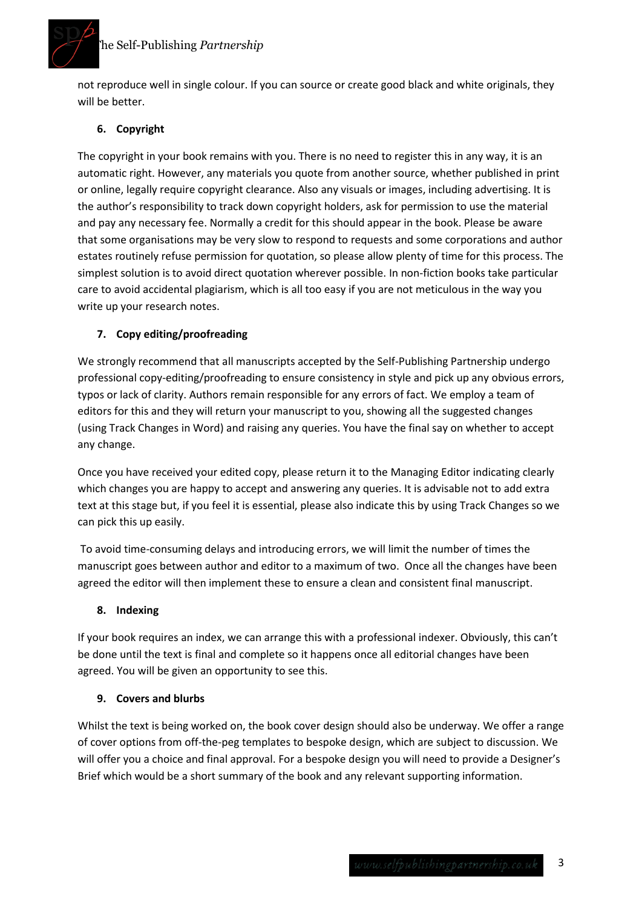not reproduce well in single colour. If you can source or create good black and white originals, they will be better.

6. **Copyright**

The copyright in your book remains with you. There is no need to register this in any way, it is an automatic right. However, any materials you quote from another source, whether published in print or online, legally require copyright clearance. Also any visuals or images, including advertising. It is the author's responsibility to track down copyright holders, ask for permission to use the material and pay any necessary fee. Normally a credit for this should appear in the book. Please be aware that some organisations may be very slow to respond to requests and some corporations and author estates routinely refuse permission for quotation, so please allow plenty of time for this process. The simplest solution is to avoid direct quotation wherever possible. In non-fiction books take particular care to avoid accidental plagiarism, which is all too easy if you are not meticulous in the way you write up your research notes.

7. **Copy editing/proofreading**

We strongly recommend that all manuscripts accepted by the Self-Publishing Partnership undergo professional copy-editing/proofreading to ensure consistency in style and pick up any obvious errors, typos or lack of clarity. Authors remain responsible for any errors of fact. We employ a team of editors for this and they will return your manuscript to you, showing all the suggested changes (using Track Changes in Word) and raising any queries. You have the final say on whether to accept any change.

Once you have received your edited copy, please return it to the Managing Editor indicating clearly which changes you are happy to accept and answering any queries. It is advisable not to add extra text at this stage but, if you feel it is essential, please also indicate this by using Track Changes so we can pick this up easily.

To avoid time-consuming delays and introducing errors, we will limit the number of times the manuscript goes between author and editor to a maximum of two. Once all the changes have been agreed the editor will then implement these to ensure a clean and consistent final manuscript.

8. **Indexing**

If your book requires an index, we can arrange this with a professional indexer. Obviously, this can't be done until the text is final and complete so it happens once all editorial changes have been agreed. You will be given an opportunity to see this.

9. **Covers and blurbs**

Whilst the text is being worked on, the book cover design should also be underway. We offer a range of cover options from off-the-peg templates to bespoke design, which are subject to discussion. We will offer you a choice and final approval. For a bespoke design you will need to provide a Designer's Brief which would be a short summary of the book and any relevant supporting information.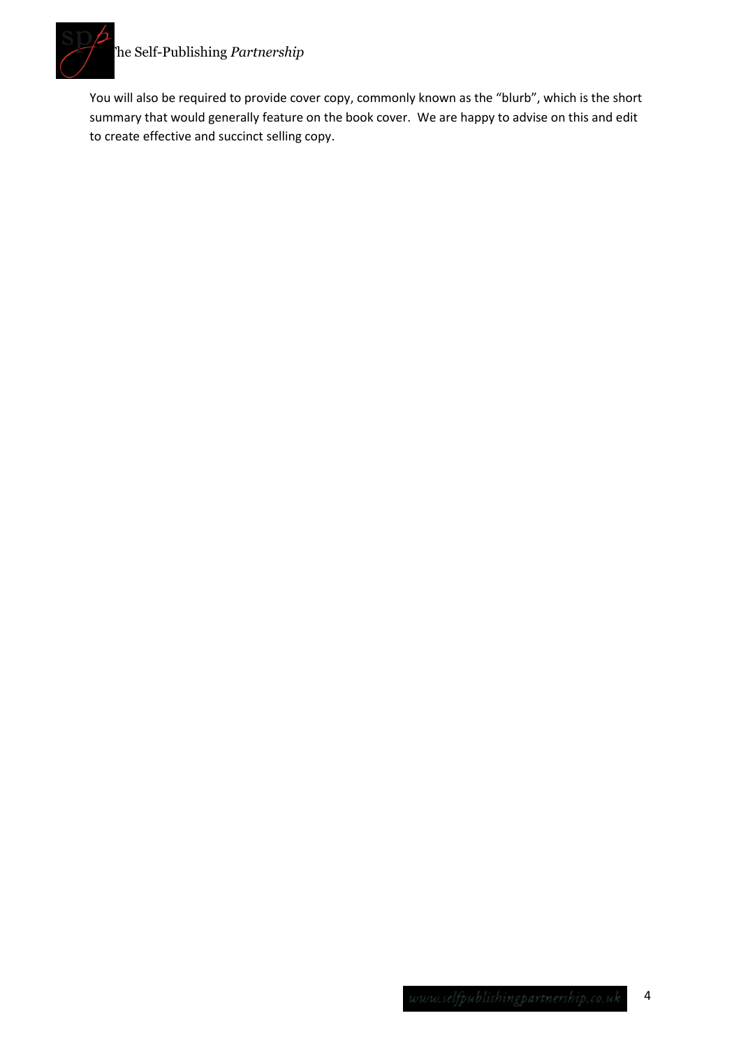You will also be required to provide cover copy, commonly known as the "blurb", which is the short summary that would generally feature on the book cover.  We are happy to advise on this and edit to create effective and succinct selling copy.